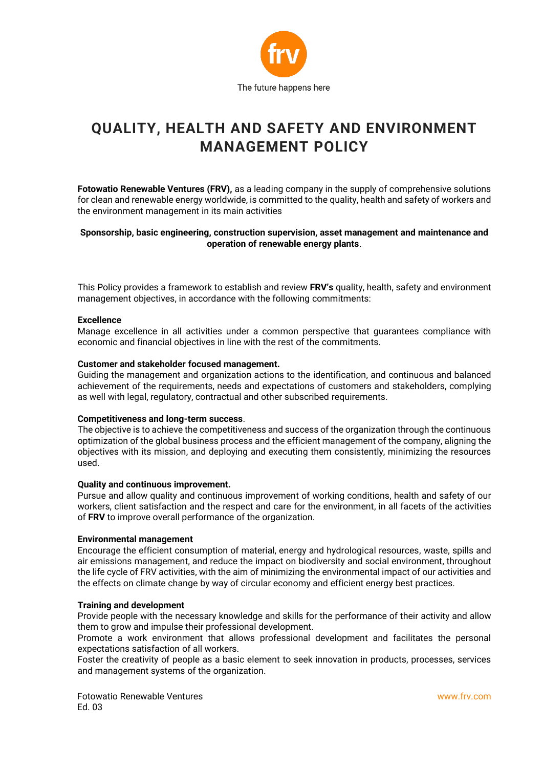The future happens here

# QUALITY, HEALTH AND SAFETY AND ENVIRONMENT MANAGEMENT POLICY

**Fotowatio Renewable Ventures (FRV),** as a leading company in the supply of comprehensive solutions for clean and renewable energy worldwide, is committed to the quality, health and safety of workers and the environment management in its main activities

**Sponsorship, basic engineering, construction supervision, asset management and maintenance and operation of renewable energy plants**.

This Policy provides a framework to establish and review **FRV's** quality, health, safety and environment management objectives, in accordance with the following commitments:

**Excellence**
Manage excellence in all activities under a common perspective that guarantees compliance with economic and financial objectives in line with the rest of the commitments.

**Customer and stakeholder focused management.**
Guiding the management and organization actions to the identification, and continuous and balanced achievement of the requirements, needs and expectations of customers and stakeholders, complying as well with legal, regulatory, contractual and other subscribed requirements.

**Competitiveness and long-term success**.
The objective is to achieve the competitiveness and success of the organization through the continuous optimization of the global business process and the efficient management of the company, aligning the objectives with its mission, and deploying and executing them consistently, minimizing the resources used.

**Quality and continuous improvement.**
Pursue and allow quality and continuous improvement of working conditions, health and safety of our workers, client satisfaction and the respect and care for the environment, in all facets of the activities of **FRV** to improve overall performance of the organization.

**Environmental management**
Encourage the efficient consumption of material, energy and hydrological resources, waste, spills and air emissions management, and reduce the impact on biodiversity and social environment, throughout the life cycle of FRV activities, with the aim of minimizing the environmental impact of our activities and the effects on climate change by way of circular economy and efficient energy best practices.

**Training and development**
Provide people with the necessary knowledge and skills for the performance of their activity and allow them to grow and impulse their professional development.
Promote a work environment that allows professional development and facilitates the personal expectations satisfaction of all workers.
Foster the creativity of people as a basic element to seek innovation in products, processes, services and management systems of the organization.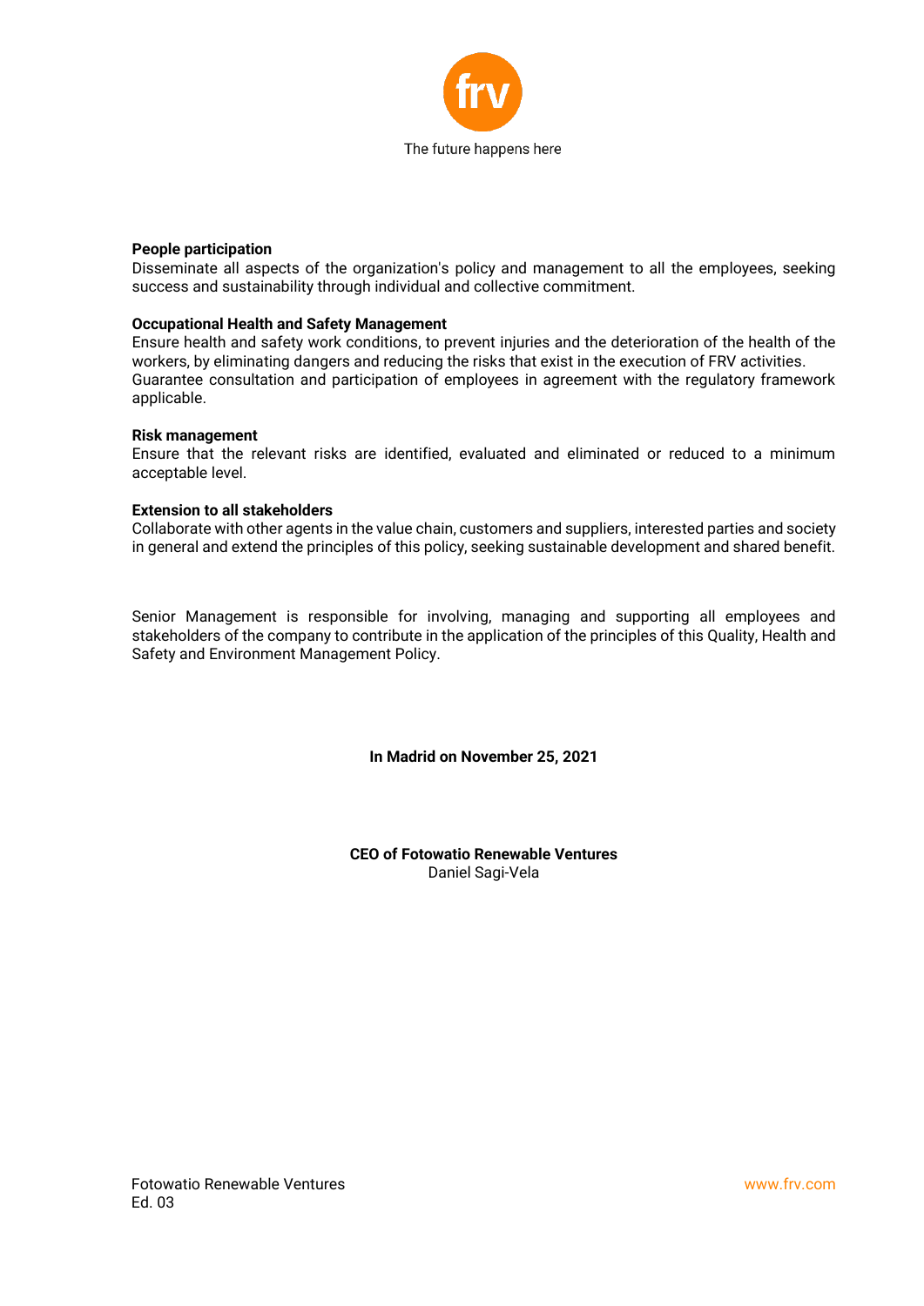**People participation**
Disseminate all aspects of the organization's policy and management to all the employees, seeking success and sustainability through individual and collective commitment.

**Occupational Health and Safety Management**
Ensure health and safety work conditions, to prevent injuries and the deterioration of the health of the workers, by eliminating dangers and reducing the risks that exist in the execution of FRV activities.
Guarantee consultation and participation of employees in agreement with the regulatory framework applicable.

**Risk management**
Ensure that the relevant risks are identified, evaluated and eliminated or reduced to a minimum acceptable level.

**Extension to all stakeholders**
Collaborate with other agents in the value chain, customers and suppliers, interested parties and society in general and extend the principles of this policy, seeking sustainable development and shared benefit.

Senior Management is responsible for involving, managing and supporting all employees and stakeholders of the company to contribute in the application of the principles of this Quality, Health and Safety and Environment Management Policy.

**In Madrid on November 25, 2021**

**CEO of Fotowatio Renewable Ventures**
Daniel Sagi-Vela